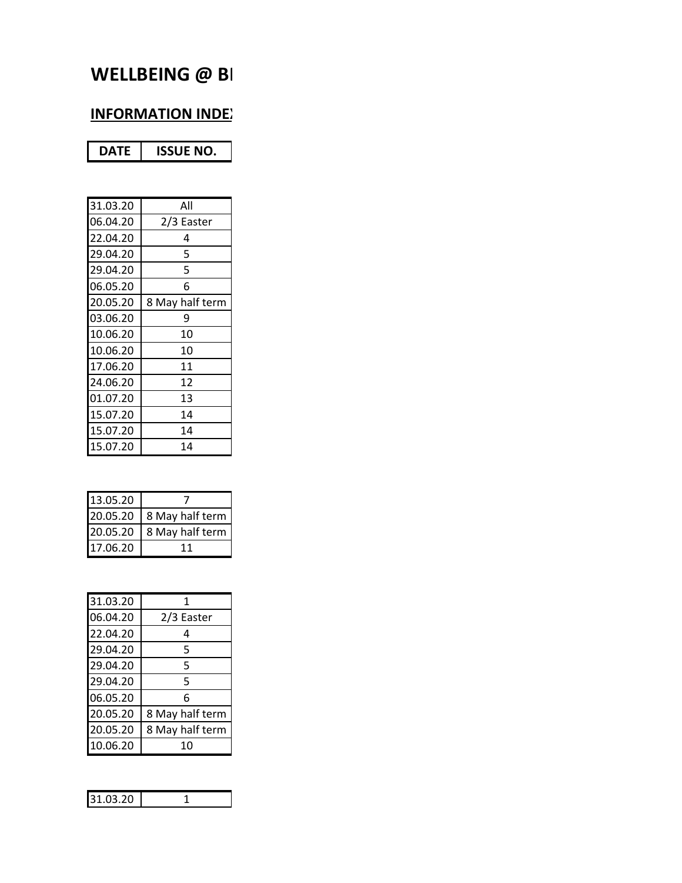# WELLBEING @ BI

## INFORMATION INDEX

| DATE | ISSUE NO. |
|---|---|
| 31.03.20 | All |
| 06.04.20 | 2/3 Easter |
| 22.04.20 | 4 |
| 29.04.20 | 5 |
| 29.04.20 | 5 |
| 06.05.20 | 6 |
| 20.05.20 | 8 May half term |
| 03.06.20 | 9 |
| 10.06.20 | 10 |
| 10.06.20 | 10 |
| 17.06.20 | 11 |
| 24.06.20 | 12 |
| 01.07.20 | 13 |
| 15.07.20 | 14 |
| 15.07.20 | 14 |
| 15.07.20 | 14 |

| DATE | ISSUE NO. |
|---|---|
| 13.05.20 | 7 |
| 20.05.20 | 8 May half term |
| 20.05.20 | 8 May half term |
| 17.06.20 | 11 |

| DATE | ISSUE NO. |
|---|---|
| 31.03.20 | 1 |
| 06.04.20 | 2/3 Easter |
| 22.04.20 | 4 |
| 29.04.20 | 5 |
| 29.04.20 | 5 |
| 29.04.20 | 5 |
| 06.05.20 | 6 |
| 20.05.20 | 8 May half term |
| 20.05.20 | 8 May half term |
| 10.06.20 | 10 |

| DATE | ISSUE NO. |
|---|---|
| 31.03.20 | 1 |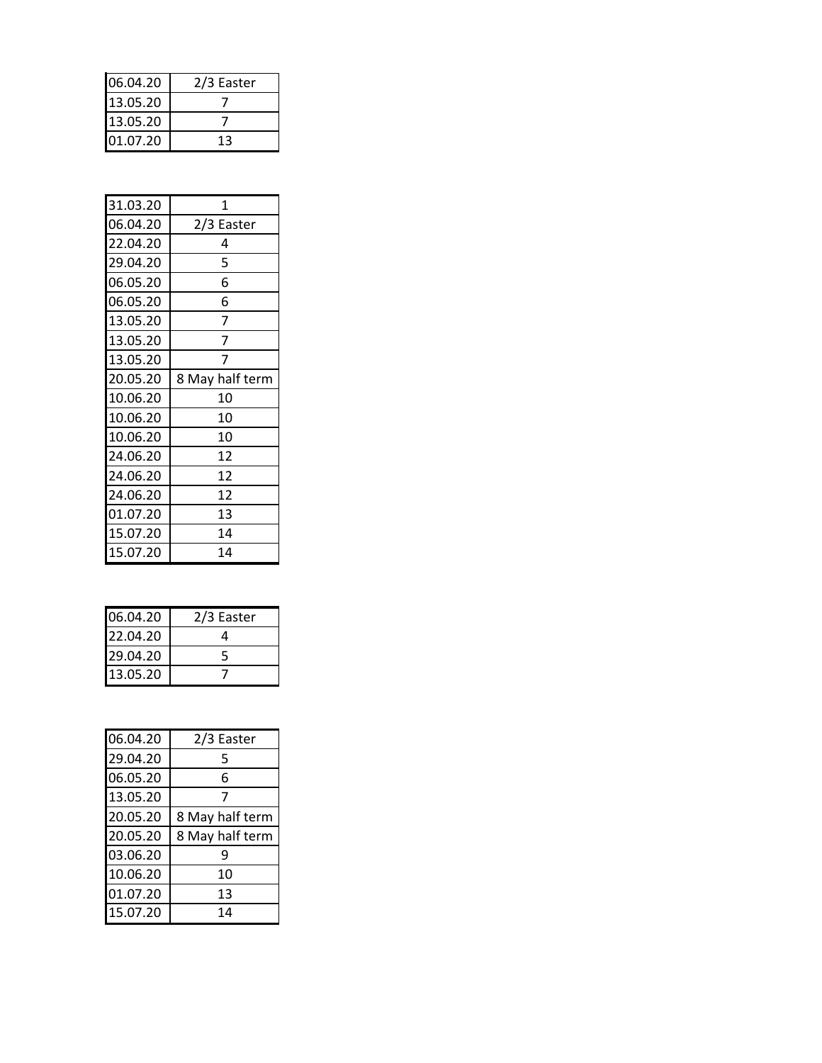| 06.04.20 | 2/3 Easter |
|---|---|
| 13.05.20 | 7 |
| 13.05.20 | 7 |
| 01.07.20 | 13 |

| 31.03.20 | 1 |
|---|---|
| 06.04.20 | 2/3 Easter |
| 22.04.20 | 4 |
| 29.04.20 | 5 |
| 06.05.20 | 6 |
| 06.05.20 | 6 |
| 13.05.20 | 7 |
| 13.05.20 | 7 |
| 13.05.20 | 7 |
| 20.05.20 | 8 May half term |
| 10.06.20 | 10 |
| 10.06.20 | 10 |
| 10.06.20 | 10 |
| 24.06.20 | 12 |
| 24.06.20 | 12 |
| 24.06.20 | 12 |
| 01.07.20 | 13 |
| 15.07.20 | 14 |
| 15.07.20 | 14 |

| 06.04.20 | 2/3 Easter |
|---|---|
| 22.04.20 | 4 |
| 29.04.20 | 5 |
| 13.05.20 | 7 |

| 06.04.20 | 2/3 Easter |
|---|---|
| 29.04.20 | 5 |
| 06.05.20 | 6 |
| 13.05.20 | 7 |
| 20.05.20 | 8 May half term |
| 20.05.20 | 8 May half term |
| 03.06.20 | 9 |
| 10.06.20 | 10 |
| 01.07.20 | 13 |
| 15.07.20 | 14 |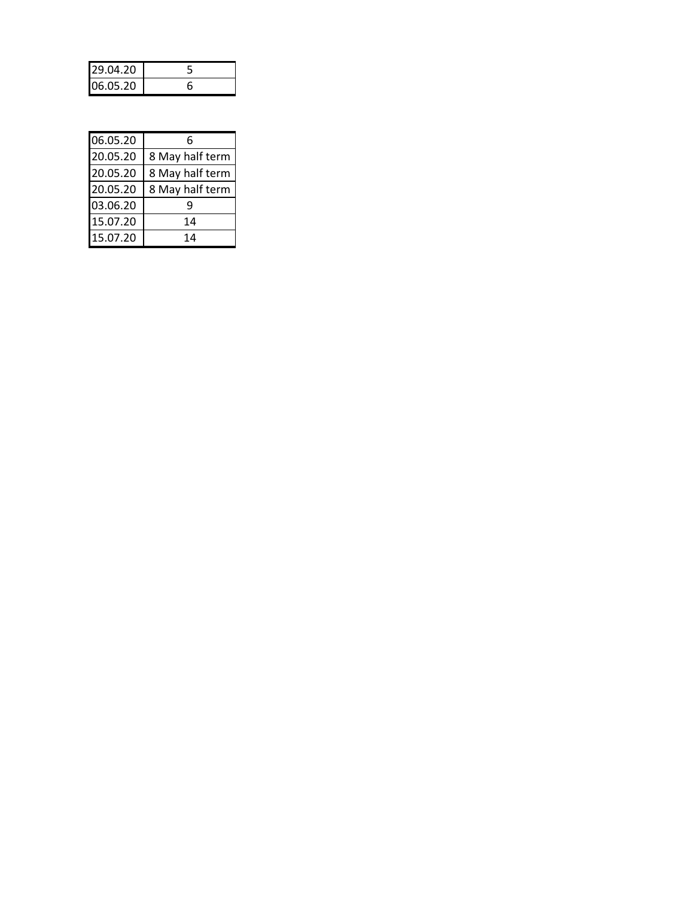| | |
|---|---|
| 29.04.20 | 5 |
| 06.05.20 | 6 |

| | |
|---|---|
| 06.05.20 | 6 |
| 20.05.20 | 8 May half term |
| 20.05.20 | 8 May half term |
| 20.05.20 | 8 May half term |
| 03.06.20 | 9 |
| 15.07.20 | 14 |
| 15.07.20 | 14 |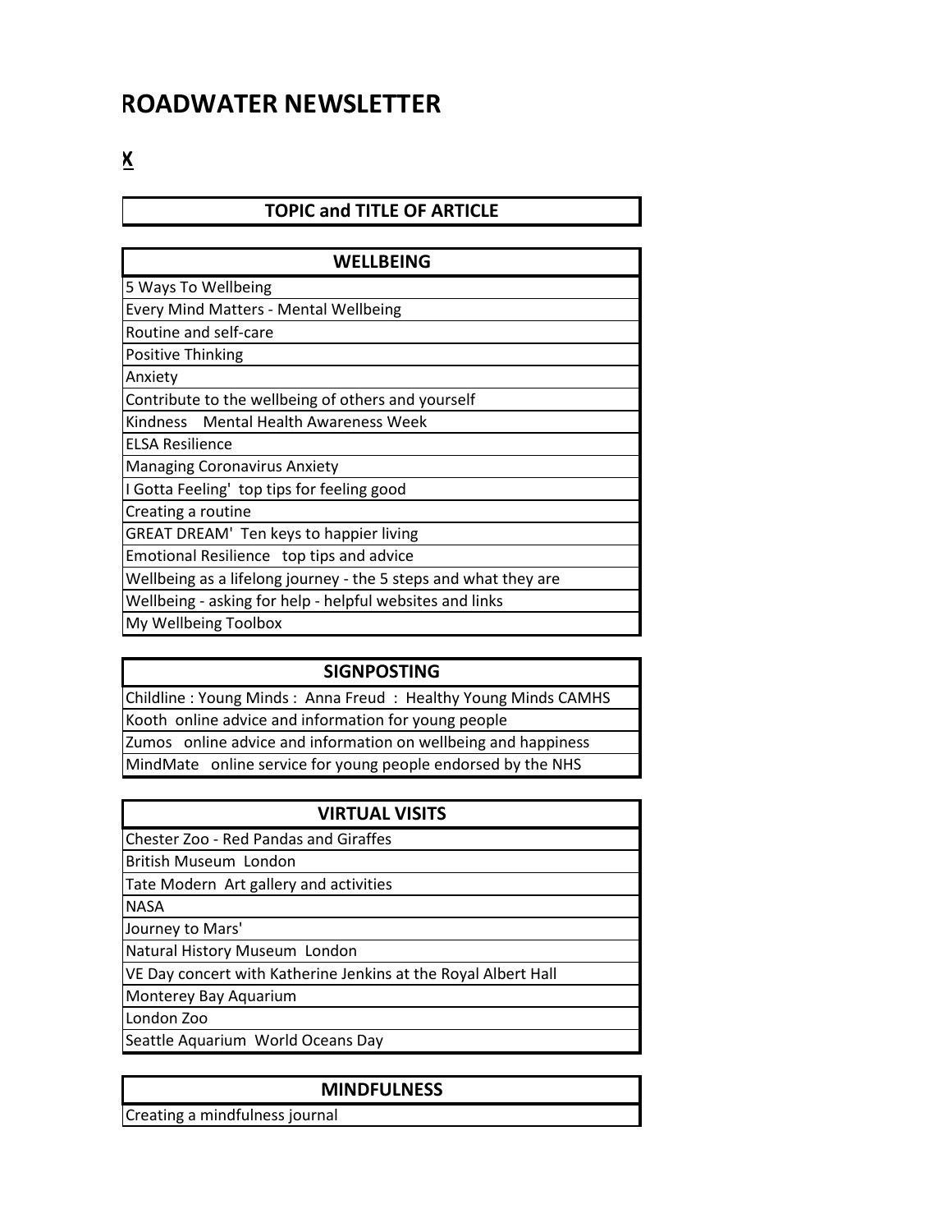# ROADWATER NEWSLETTER

**X**

| TOPIC and TITLE OF ARTICLE |
|---|

| WELLBEING |
|---|
| 5 Ways To Wellbeing |
| Every Mind Matters - Mental Wellbeing |
| Routine and self-care |
| Positive Thinking |
| Anxiety |
| Contribute to the wellbeing of others and yourself |
| Kindness Mental Health Awareness Week |
| ELSA Resilience |
| Managing Coronavirus Anxiety |
| I Gotta Feeling' top tips for feeling good |
| Creating a routine |
| GREAT DREAM' Ten keys to happier living |
| Emotional Resilience top tips and advice |
| Wellbeing as a lifelong journey - the 5 steps and what they are |
| Wellbeing - asking for help - helpful websites and links |
| My Wellbeing Toolbox |

| SIGNPOSTING |
|---|
| Childline : Young Minds : Anna Freud : Healthy Young Minds CAMHS |
| Kooth online advice and information for young people |
| Zumos online advice and information on wellbeing and happiness |
| MindMate online service for young people endorsed by the NHS |

| VIRTUAL VISITS |
|---|
| Chester Zoo - Red Pandas and Giraffes |
| British Museum London |
| Tate Modern Art gallery and activities |
| NASA |
| Journey to Mars' |
| Natural History Museum London |
| VE Day concert with Katherine Jenkins at the Royal Albert Hall |
| Monterey Bay Aquarium |
| London Zoo |
| Seattle Aquarium World Oceans Day |

| MINDFULNESS |
|---|
| Creating a mindfulness journal |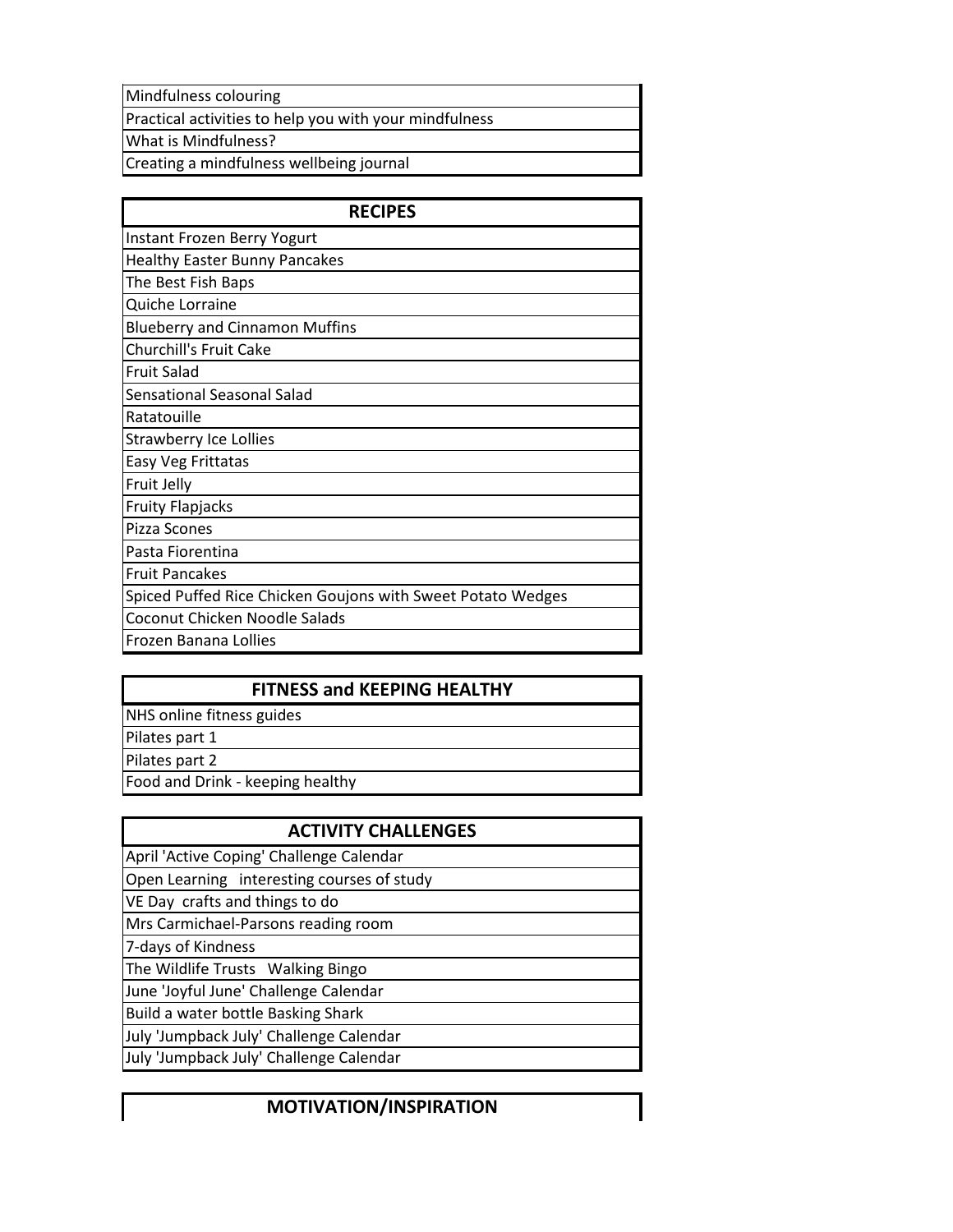| Mindfulness colouring |
|---|
| Practical activities to help you with your mindfulness |
| What is Mindfulness? |
| Creating a mindfulness wellbeing journal |

| RECIPES |
|---|
| Instant Frozen Berry Yogurt |
| Healthy Easter Bunny Pancakes |
| The Best Fish Baps |
| Quiche Lorraine |
| Blueberry and Cinnamon Muffins |
| Churchill's Fruit Cake |
| Fruit Salad |
| Sensational Seasonal Salad |
| Ratatouille |
| Strawberry Ice Lollies |
| Easy Veg Frittatas |
| Fruit Jelly |
| Fruity Flapjacks |
| Pizza Scones |
| Pasta Fiorentina |
| Fruit Pancakes |
| Spiced Puffed Rice Chicken Goujons with Sweet Potato Wedges |
| Coconut Chicken Noodle Salads |
| Frozen Banana Lollies |

| FITNESS and KEEPING HEALTHY |
|---|
| NHS online fitness guides |
| Pilates part 1 |
| Pilates part 2 |
| Food and Drink - keeping healthy |

| ACTIVITY CHALLENGES |
|---|
| April 'Active Coping' Challenge Calendar |
| Open Learning interesting courses of study |
| VE Day crafts and things to do |
| Mrs Carmichael-Parsons reading room |
| 7-days of Kindness |
| The Wildlife Trusts Walking Bingo |
| June 'Joyful June' Challenge Calendar |
| Build a water bottle Basking Shark |
| July 'Jumpback July' Challenge Calendar |
| July 'Jumpback July' Challenge Calendar |

| MOTIVATION/INSPIRATION |
|---|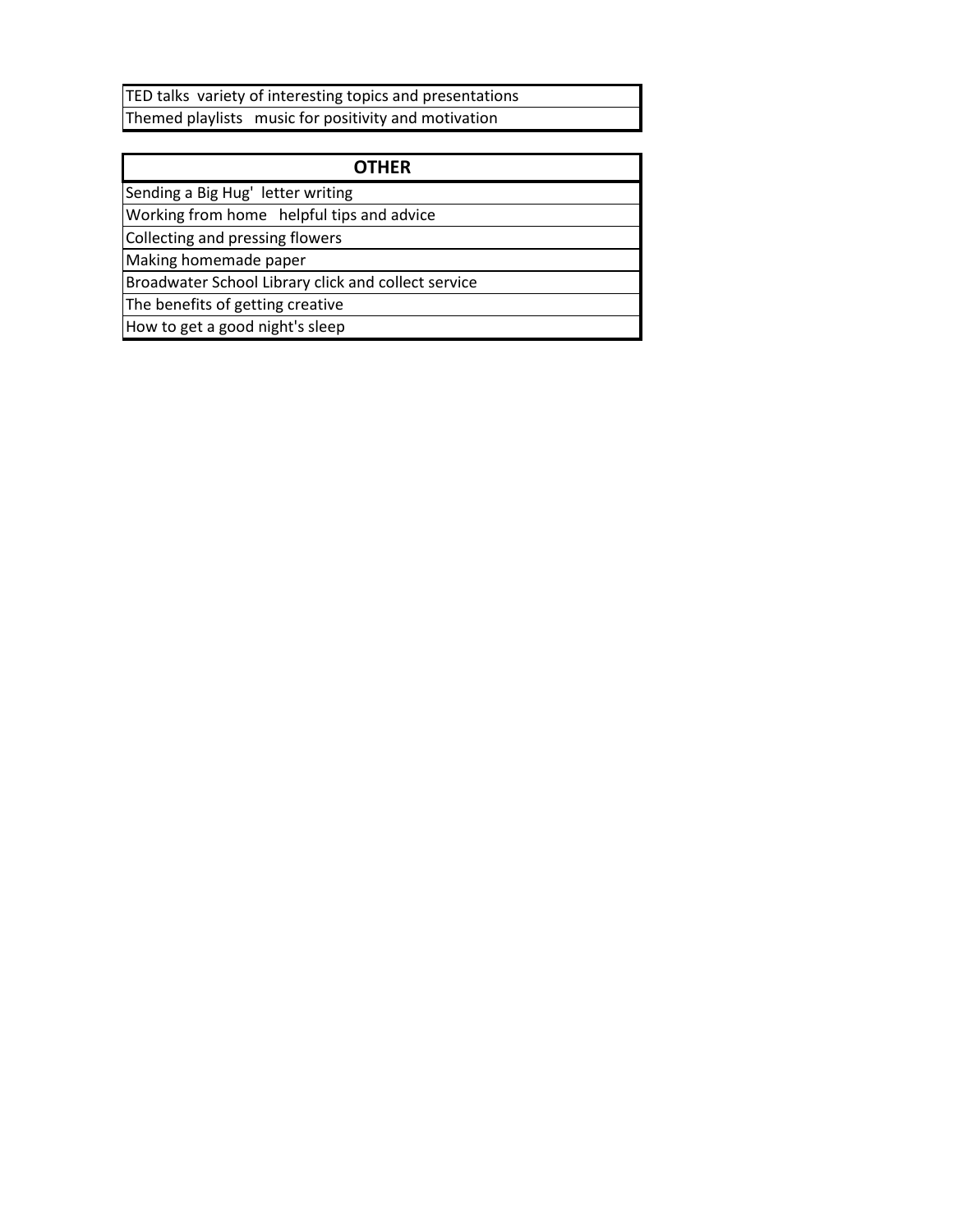| |
|---|
| TED talks  variety of interesting topics and presentations |
| Themed playlists   music for positivity and motivation |

| OTHER |
|---|
| Sending a Big Hug'  letter writing |
| Working from home   helpful tips and advice |
| Collecting and pressing flowers |
| Making homemade paper |
| Broadwater School Library click and collect service |
| The benefits of getting creative |
| How to get a good night's sleep |